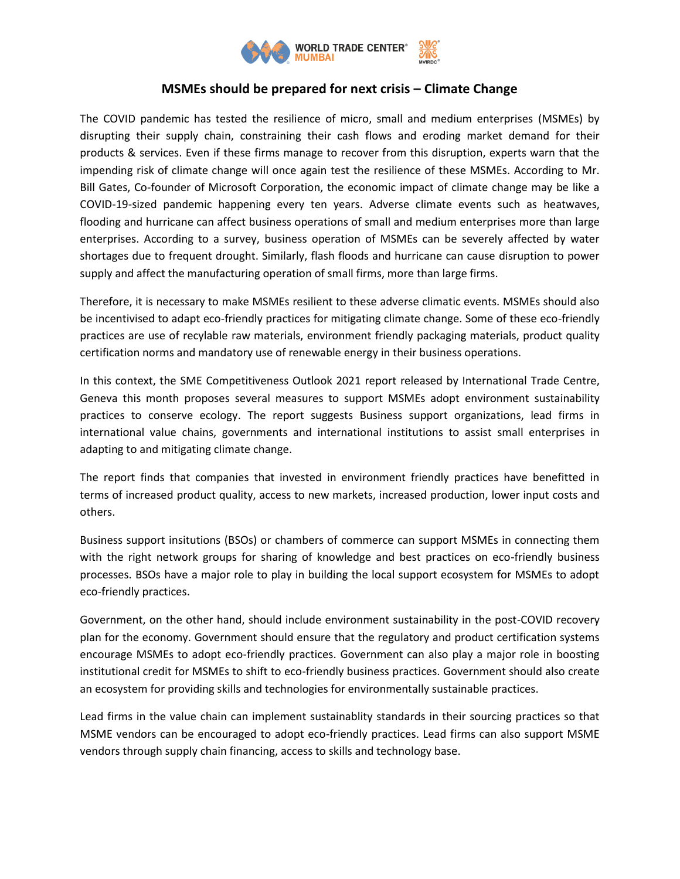# MSMEs should be prepared for next crisis – Climate Change

The COVID pandemic has tested the resilience of micro, small and medium enterprises (MSMEs) by disrupting their supply chain, constraining their cash flows and eroding market demand for their products & services. Even if these firms manage to recover from this disruption, experts warn that the impending risk of climate change will once again test the resilience of these MSMEs. According to Mr. Bill Gates, Co-founder of Microsoft Corporation, the economic impact of climate change may be like a COVID-19-sized pandemic happening every ten years. Adverse climate events such as heatwaves, flooding and hurricane can affect business operations of small and medium enterprises more than large enterprises. According to a survey, business operation of MSMEs can be severely affected by water shortages due to frequent drought. Similarly, flash floods and hurricane can cause disruption to power supply and affect the manufacturing operation of small firms, more than large firms.

Therefore, it is necessary to make MSMEs resilient to these adverse climatic events. MSMEs should also be incentivised to adapt eco-friendly practices for mitigating climate change. Some of these eco-friendly practices are use of recylable raw materials, environment friendly packaging materials, product quality certification norms and mandatory use of renewable energy in their business operations.

In this context, the SME Competitiveness Outlook 2021 report released by International Trade Centre, Geneva this month proposes several measures to support MSMEs adopt environment sustainability practices to conserve ecology. The report suggests Business support organizations, lead firms in international value chains, governments and international institutions to assist small enterprises in adapting to and mitigating climate change.

The report finds that companies that invested in environment friendly practices have benefitted in terms of increased product quality, access to new markets, increased production, lower input costs and others.

Business support insitutions (BSOs) or chambers of commerce can support MSMEs in connecting them with the right network groups for sharing of knowledge and best practices on eco-friendly business processes. BSOs have a major role to play in building the local support ecosystem for MSMEs to adopt eco-friendly practices.

Government, on the other hand, should include environment sustainability in the post-COVID recovery plan for the economy. Government should ensure that the regulatory and product certification systems encourage MSMEs to adopt eco-friendly practices. Government can also play a major role in boosting institutional credit for MSMEs to shift to eco-friendly business practices. Government should also create an ecosystem for providing skills and technologies for environmentally sustainable practices.

Lead firms in the value chain can implement sustainablity standards in their sourcing practices so that MSME vendors can be encouraged to adopt eco-friendly practices. Lead firms can also support MSME vendors through supply chain financing, access to skills and technology base.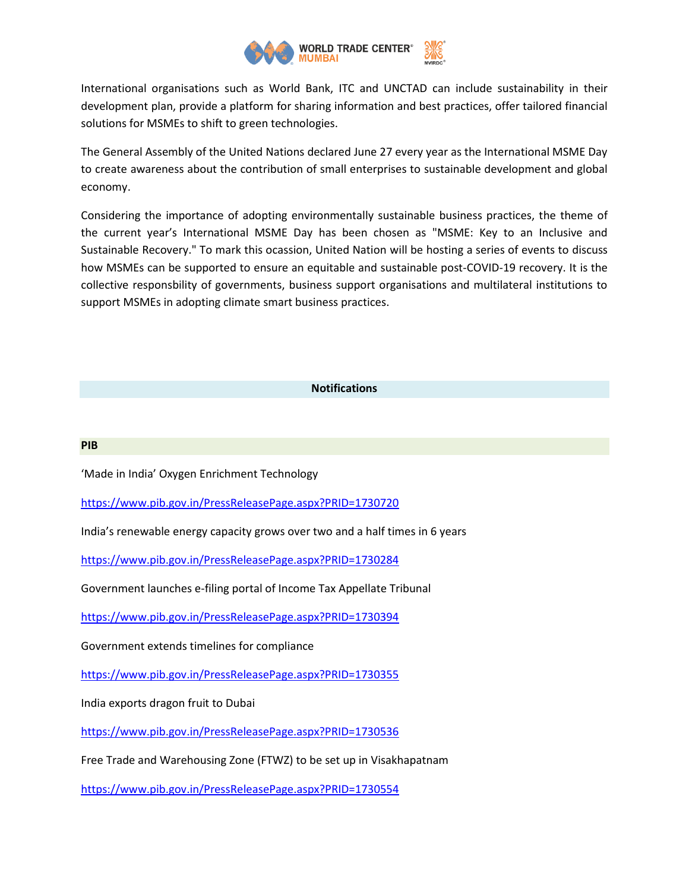International organisations such as World Bank, ITC and UNCTAD can include sustainability in their development plan, provide a platform for sharing information and best practices, offer tailored financial solutions for MSMEs to shift to green technologies.

The General Assembly of the United Nations declared June 27 every year as the International MSME Day to create awareness about the contribution of small enterprises to sustainable development and global economy.

Considering the importance of adopting environmentally sustainable business practices, the theme of the current year's International MSME Day has been chosen as "MSME: Key to an Inclusive and Sustainable Recovery." To mark this ocassion, United Nation will be hosting a series of events to discuss how MSMEs can be supported to ensure an equitable and sustainable post-COVID-19 recovery. It is the collective responsbility of governments, business support organisations and multilateral institutions to support MSMEs in adopting climate smart business practices.

## Notifications

### PIB

'Made in India' Oxygen Enrichment Technology

https://www.pib.gov.in/PressReleasePage.aspx?PRID=1730720

India's renewable energy capacity grows over two and a half times in 6 years

https://www.pib.gov.in/PressReleasePage.aspx?PRID=1730284

Government launches e-filing portal of Income Tax Appellate Tribunal

https://www.pib.gov.in/PressReleasePage.aspx?PRID=1730394

Government extends timelines for compliance

https://www.pib.gov.in/PressReleasePage.aspx?PRID=1730355

India exports dragon fruit to Dubai

https://www.pib.gov.in/PressReleasePage.aspx?PRID=1730536

Free Trade and Warehousing Zone (FTWZ) to be set up in Visakhapatnam

https://www.pib.gov.in/PressReleasePage.aspx?PRID=1730554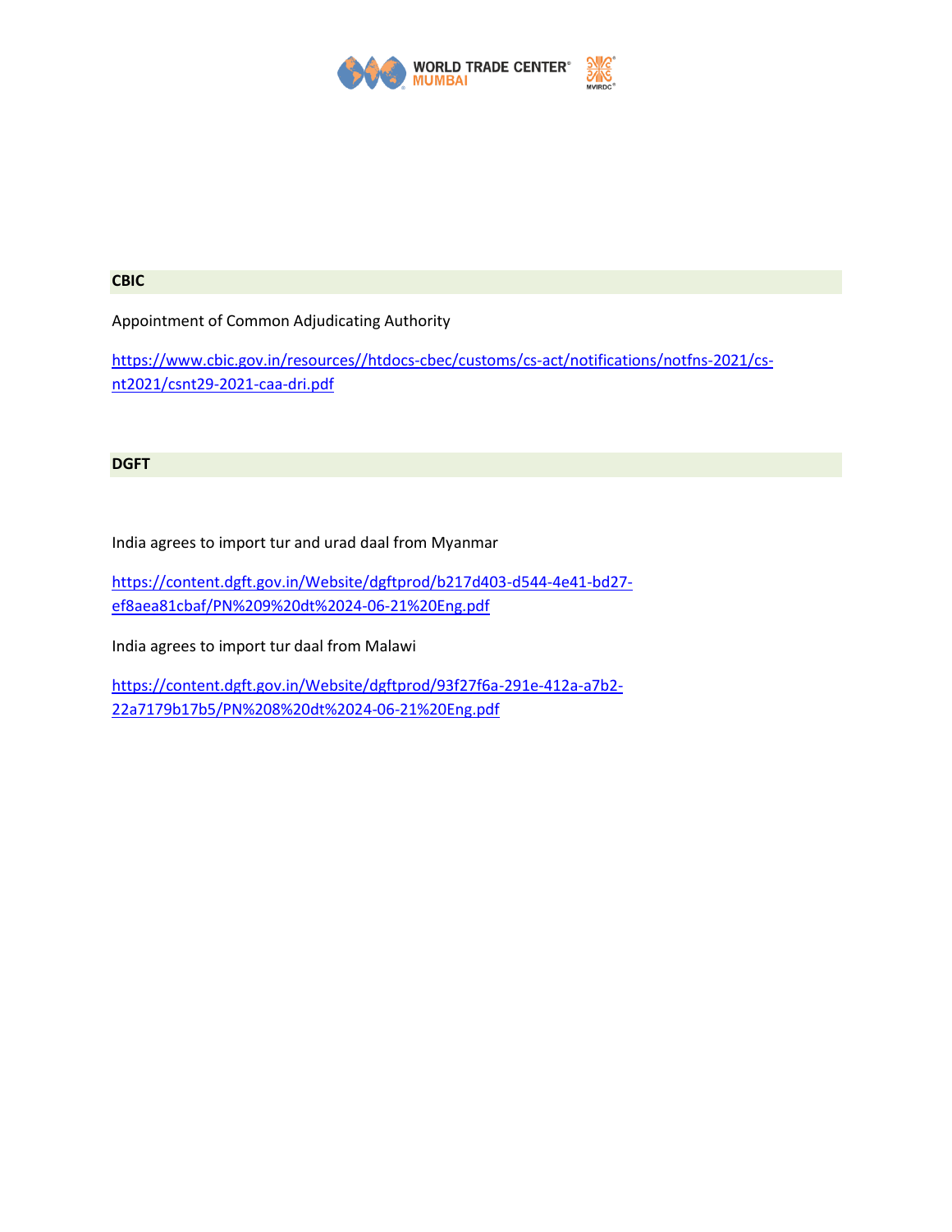**CBIC**

Appointment of Common Adjudicating Authority

https://www.cbic.gov.in/resources//htdocs-cbec/customs/cs-act/notifications/notfns-2021/cs-nt2021/csnt29-2021-caa-dri.pdf

**DGFT**

India agrees to import tur and urad daal from Myanmar

https://content.dgft.gov.in/Website/dgftprod/b217d403-d544-4e41-bd27-ef8aea81cbaf/PN%209%20dt%2024-06-21%20Eng.pdf

India agrees to import tur daal from Malawi

https://content.dgft.gov.in/Website/dgftprod/93f27f6a-291e-412a-a7b2-22a7179b17b5/PN%208%20dt%2024-06-21%20Eng.pdf